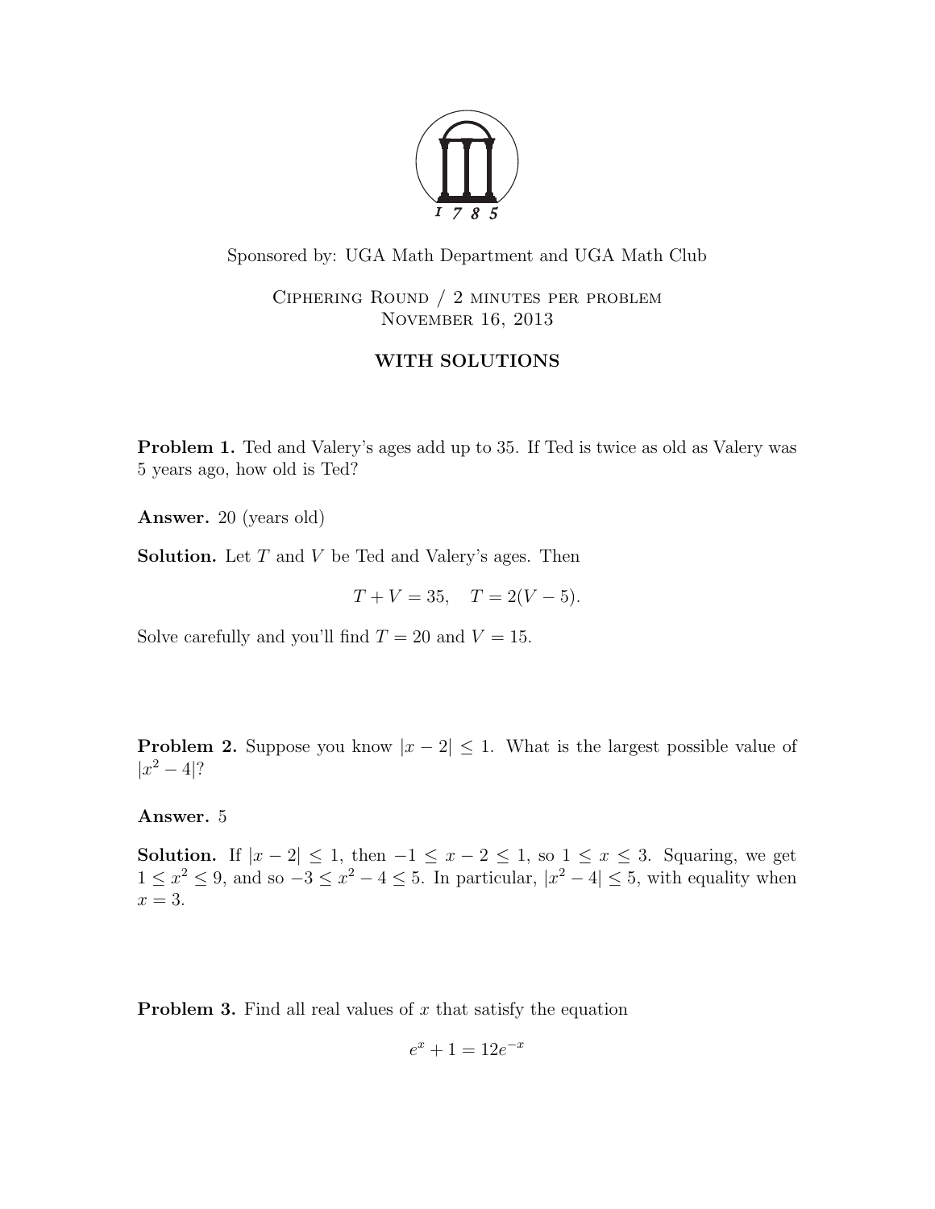Sponsored by: UGA Math Department and UGA Math Club

Ciphering Round / 2 minutes per problem
November 16, 2013

**WITH SOLUTIONS**

**Problem 1.** Ted and Valery's ages add up to 35. If Ted is twice as old as Valery was 5 years ago, how old is Ted?

**Answer.** 20 (years old)

**Solution.** Let $T$ and $V$ be Ted and Valery's ages. Then

$$T + V = 35, \quad T = 2(V - 5).$$

Solve carefully and you'll find $T = 20$ and $V = 15$.

**Problem 2.** Suppose you know $|x - 2| \leq 1$. What is the largest possible value of $|x^2 - 4|$?

**Answer.** 5

**Solution.** If $|x - 2| \leq 1$, then $-1 \leq x - 2 \leq 1$, so $1 \leq x \leq 3$. Squaring, we get $1 \leq x^2 \leq 9$, and so $-3 \leq x^2 - 4 \leq 5$. In particular, $|x^2 - 4| \leq 5$, with equality when $x = 3$.

**Problem 3.** Find all real values of $x$ that satisfy the equation

$$e^x + 1 = 12e^{-x}$$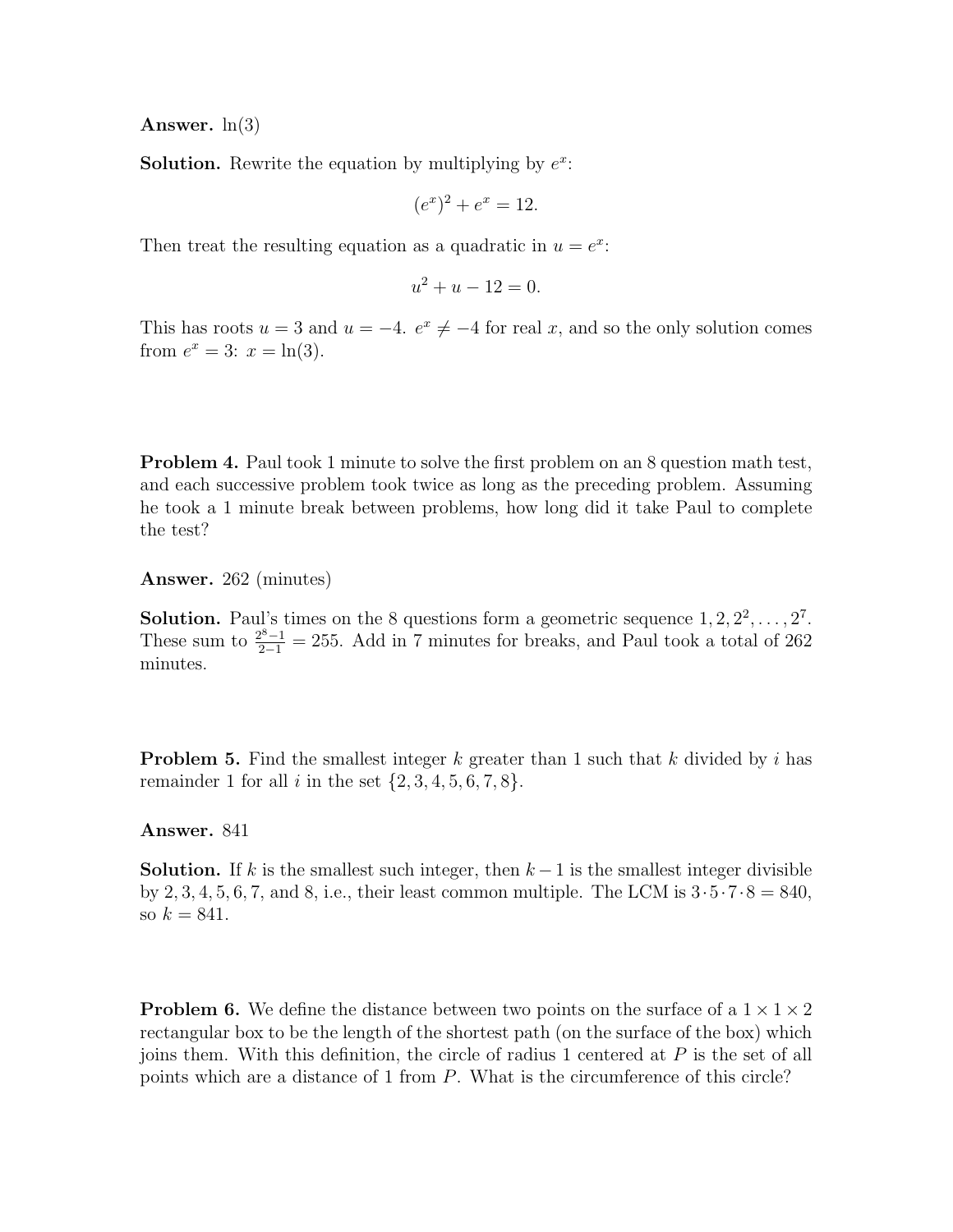**Answer.** $\ln(3)$

**Solution.** Rewrite the equation by multiplying by $e^x$:

$$(e^x)^2 + e^x = 12.$$

Then treat the resulting equation as a quadratic in $u = e^x$:

$$u^2 + u - 12 = 0.$$

This has roots $u = 3$ and $u = -4$. $e^x \neq -4$ for real $x$, and so the only solution comes from $e^x = 3$: $x = \ln(3)$.

**Problem 4.** Paul took 1 minute to solve the first problem on an 8 question math test, and each successive problem took twice as long as the preceding problem. Assuming he took a 1 minute break between problems, how long did it take Paul to complete the test?

**Answer.** 262 (minutes)

**Solution.** Paul's times on the 8 questions form a geometric sequence $1, 2, 2^2, \ldots, 2^7$. These sum to $\frac{2^8-1}{2-1} = 255$. Add in 7 minutes for breaks, and Paul took a total of 262 minutes.

**Problem 5.** Find the smallest integer $k$ greater than 1 such that $k$ divided by $i$ has remainder 1 for all $i$ in the set $\{2, 3, 4, 5, 6, 7, 8\}$.

**Answer.** 841

**Solution.** If $k$ is the smallest such integer, then $k - 1$ is the smallest integer divisible by 2, 3, 4, 5, 6, 7, and 8, i.e., their least common multiple. The LCM is $3 \cdot 5 \cdot 7 \cdot 8 = 840$, so $k = 841$.

**Problem 6.** We define the distance between two points on the surface of a $1 \times 1 \times 2$ rectangular box to be the length of the shortest path (on the surface of the box) which joins them. With this definition, the circle of radius 1 centered at $P$ is the set of all points which are a distance of 1 from $P$. What is the circumference of this circle?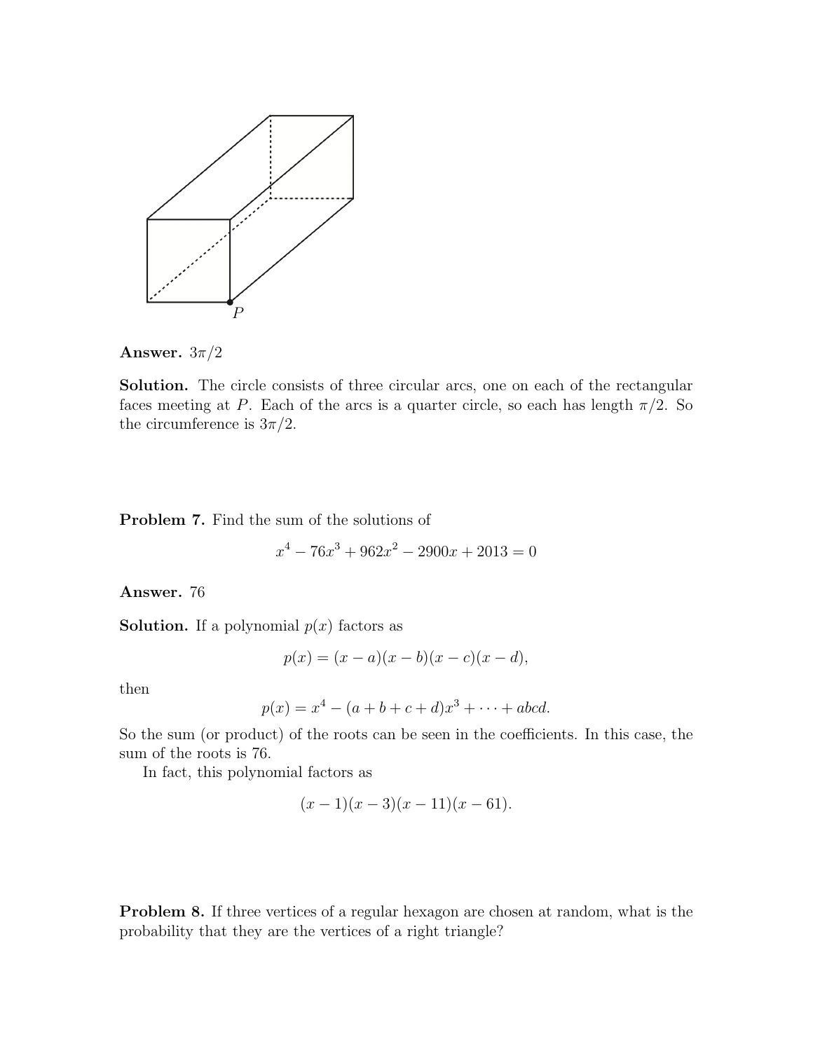**Answer.** $3\pi/2$

**Solution.** The circle consists of three circular arcs, one on each of the rectangular faces meeting at $P$. Each of the arcs is a quarter circle, so each has length $\pi/2$. So the circumference is $3\pi/2$.

**Problem 7.** Find the sum of the solutions of

$$x^4 - 76x^3 + 962x^2 - 2900x + 2013 = 0$$

**Answer.** 76

**Solution.** If a polynomial $p(x)$ factors as

$$p(x) = (x - a)(x - b)(x - c)(x - d),$$

then

$$p(x) = x^4 - (a + b + c + d)x^3 + \cdots + abcd.$$

So the sum (or product) of the roots can be seen in the coefficients. In this case, the sum of the roots is 76.

In fact, this polynomial factors as

$$(x - 1)(x - 3)(x - 11)(x - 61).$$

**Problem 8.** If three vertices of a regular hexagon are chosen at random, what is the probability that they are the vertices of a right triangle?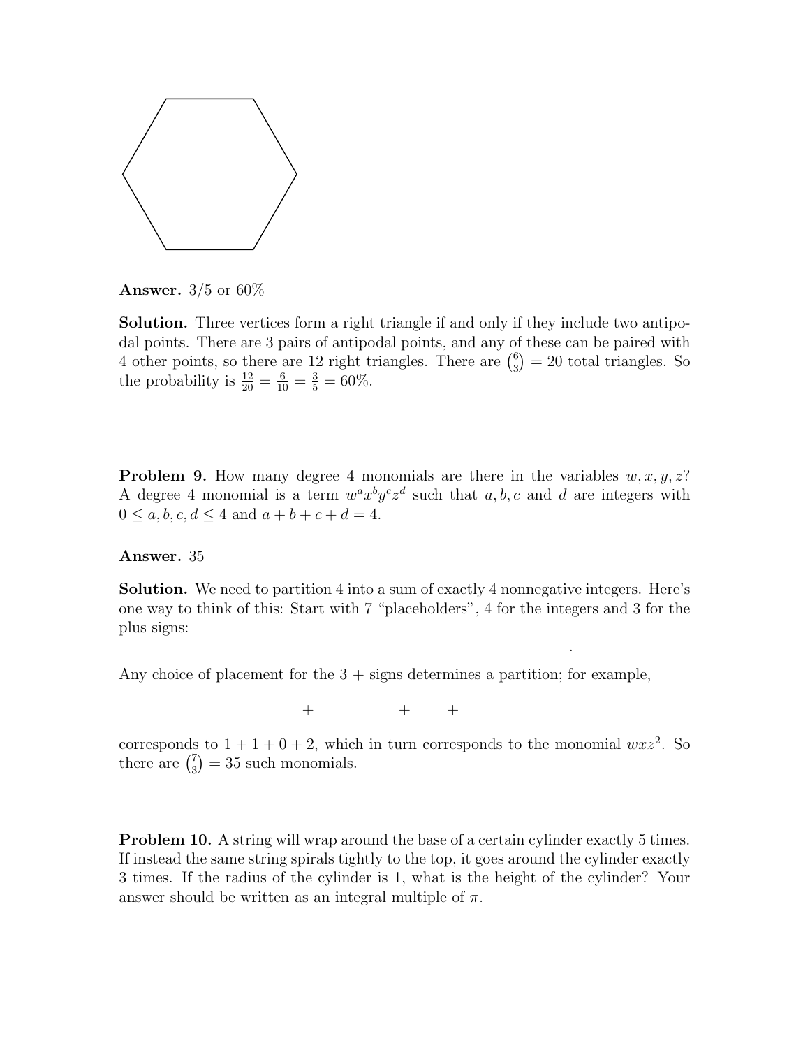**Answer.** 3/5 or 60%

**Solution.** Three vertices form a right triangle if and only if they include two antipodal points. There are 3 pairs of antipodal points, and any of these can be paired with 4 other points, so there are 12 right triangles. There are $\binom{6}{3} = 20$ total triangles. So the probability is $\frac{12}{20} = \frac{6}{10} = \frac{3}{5} = 60\%$.

**Problem 9.** How many degree 4 monomials are there in the variables $w, x, y, z$? A degree 4 monomial is a term $w^a x^b y^c z^d$ such that $a, b, c$ and $d$ are integers with $0 \leq a, b, c, d \leq 4$ and $a + b + c + d = 4$.

**Answer.** 35

**Solution.** We need to partition 4 into a sum of exactly 4 nonnegative integers. Here's one way to think of this: Start with 7 "placeholders", 4 for the integers and 3 for the plus signs:

$$\underline{\quad\quad}\ \underline{\quad\quad}\ \underline{\quad\quad}\ \underline{\quad\quad}\ \underline{\quad\quad}\ \underline{\quad\quad}\ \underline{\quad\quad}.$$

Any choice of placement for the 3 + signs determines a partition; for example,

$$\underline{\quad\quad}\ \underline{\quad + \quad}\ \underline{\quad\quad}\ \underline{\quad + \quad}\ \underline{\quad + \quad}\ \underline{\quad\quad}\ \underline{\quad\quad}$$

corresponds to $1 + 1 + 0 + 2$, which in turn corresponds to the monomial $wxz^2$. So there are $\binom{7}{3} = 35$ such monomials.

**Problem 10.** A string will wrap around the base of a certain cylinder exactly 5 times. If instead the same string spirals tightly to the top, it goes around the cylinder exactly 3 times. If the radius of the cylinder is 1, what is the height of the cylinder? Your answer should be written as an integral multiple of $\pi$.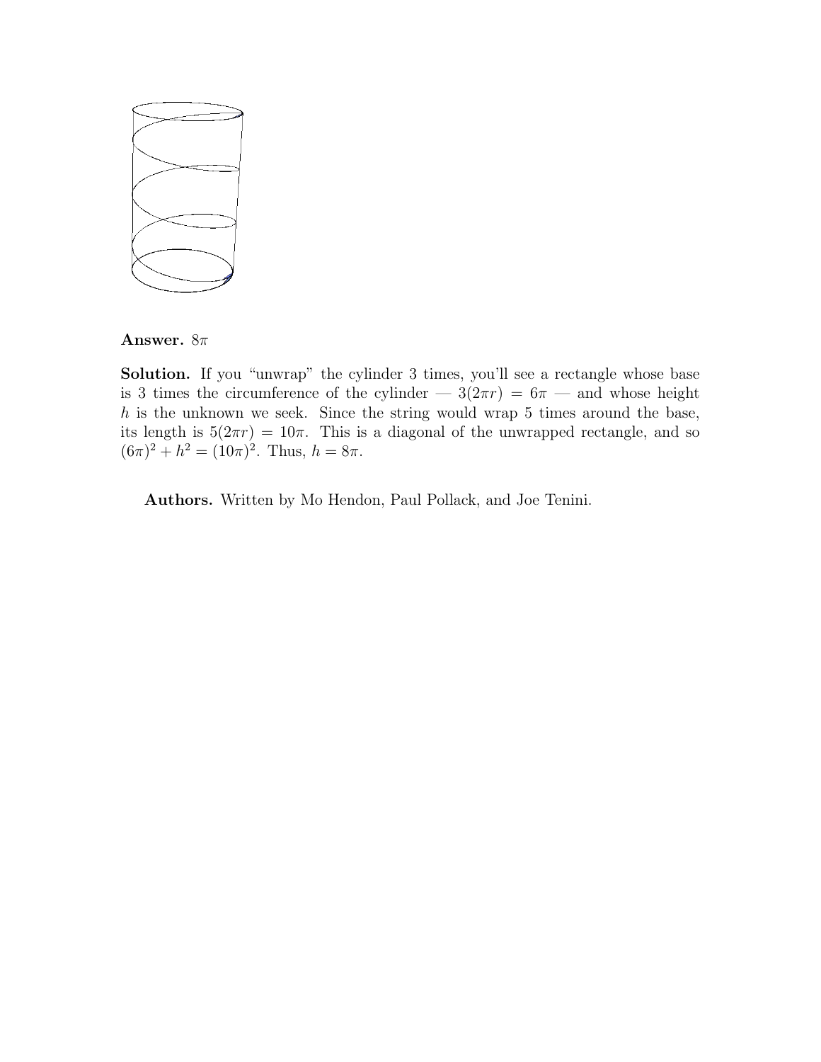**Answer.** $8\pi$

**Solution.** If you "unwrap" the cylinder 3 times, you'll see a rectangle whose base is 3 times the circumference of the cylinder — $3(2\pi r) = 6\pi$ — and whose height $h$ is the unknown we seek. Since the string would wrap 5 times around the base, its length is $5(2\pi r) = 10\pi$. This is a diagonal of the unwrapped rectangle, and so $(6\pi)^2 + h^2 = (10\pi)^2$. Thus, $h = 8\pi$.

**Authors.** Written by Mo Hendon, Paul Pollack, and Joe Tenini.